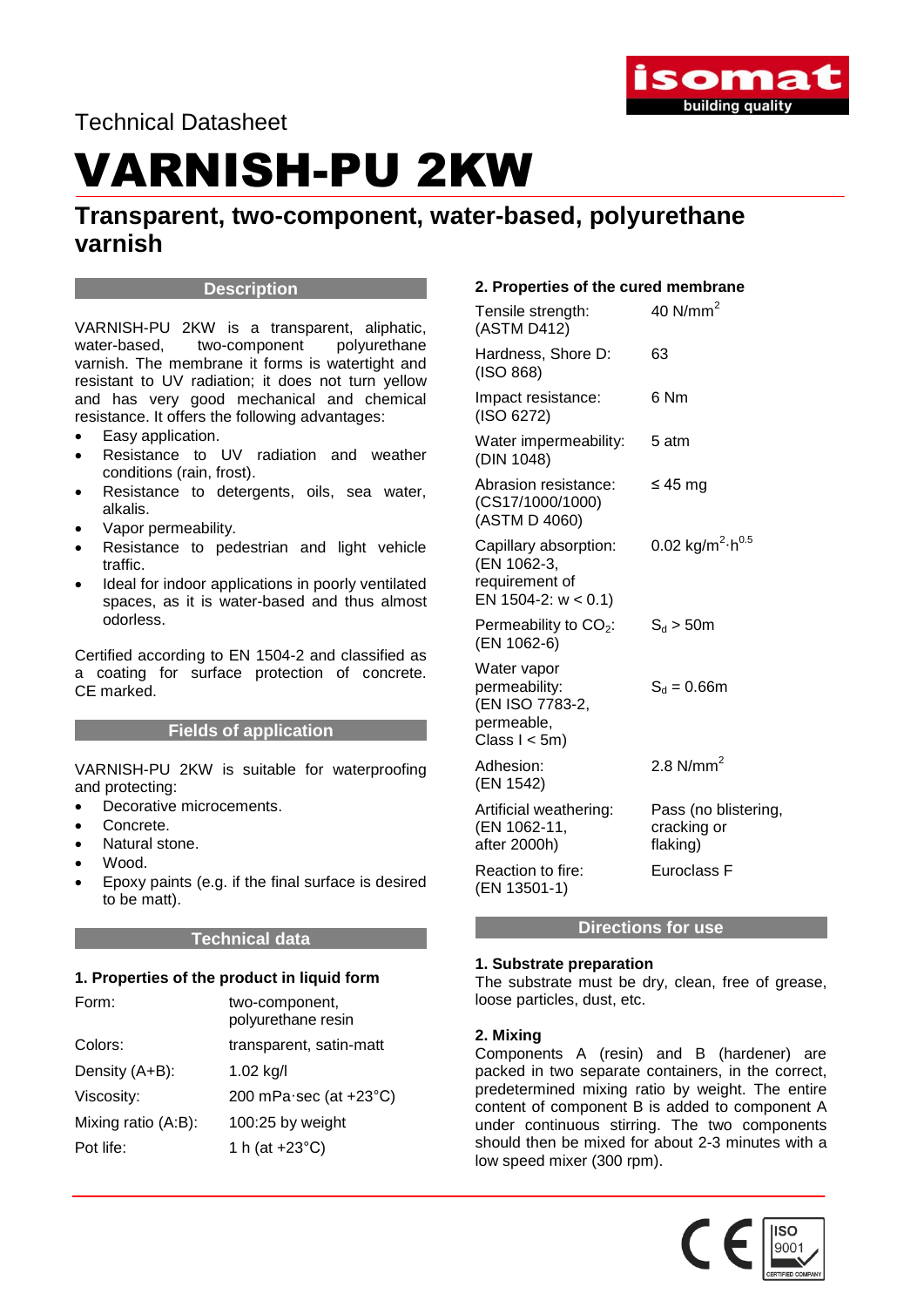Technical Datasheet

# VARNISH-PU 2KW

## Transparent, two-component, water-based, polyurethane varnish

### Description

VARNISH-PU 2KW is a transparent, aliphatic, water-based, two-component polyurethane varnish. The membrane it forms is watertight and resistant to UV radiation; it does not turn yellow and has very good mechanical and chemical resistance. It offers the following advantages:

- Easy application.
- Resistance to UV radiation and weather conditions (rain, frost).
- Resistance to detergents, oils, sea water, alkalis.
- Vapor permeability.
- Resistance to pedestrian and light vehicle traffic.
- Ideal for indoor applications in poorly ventilated spaces, as it is water-based and thus almost odorless.

Certified according to EN 1504-2 and classified as a coating for surface protection of concrete. CE marked.

### Fields of application

VARNISH-PU 2KW is suitable for waterproofing and protecting:

- Decorative microcements.
- Concrete.
- Natural stone.
- Wood.
- Epoxy paints (e.g. if the final surface is desired to be matt).

### Technical data

**1. Properties of the product in liquid form**

| | |
|---|---|
| Form: | two-component, polyurethane resin |
| Colors: | transparent, satin-matt |
| Density (A+B): | 1.02 kg/l |
| Viscosity: | 200 mPa·sec (at +23°C) |
| Mixing ratio (A:B): | 100:25 by weight |
| Pot life: | 1 h (at +23°C) |

**2. Properties of the cured membrane**

| | |
|---|---|
| Tensile strength: (ASTM D412) | 40 N/mm$^2$ |
| Hardness, Shore D: (ISO 868) | 63 |
| Impact resistance: (ISO 6272) | 6 Nm |
| Water impermeability: (DIN 1048) | 5 atm |
| Abrasion resistance: (CS17/1000/1000) (ASTM D 4060) | ≤ 45 mg |
| Capillary absorption: (EN 1062-3, requirement of EN 1504-2: w < 0.1) | 0.02 kg/m$^2$·h$^{0.5}$ |
| Permeability to $CO_2$: (EN 1062-6) | $S_d$ > 50m |
| Water vapor permeability: (EN ISO 7783-2, permeable, Class I < 5m) | $S_d$ = 0.66m |
| Adhesion: (EN 1542) | 2.8 N/mm$^2$ |
| Artificial weathering: (EN 1062-11, after 2000h) | Pass (no blistering, cracking or flaking) |
| Reaction to fire: (EN 13501-1) | Euroclass F |

### Directions for use

**1. Substrate preparation**

The substrate must be dry, clean, free of grease, loose particles, dust, etc.

**2. Mixing**

Components A (resin) and B (hardener) are packed in two separate containers, in the correct, predetermined mixing ratio by weight. The entire content of component B is added to component A under continuous stirring. The two components should then be mixed for about 2-3 minutes with a low speed mixer (300 rpm).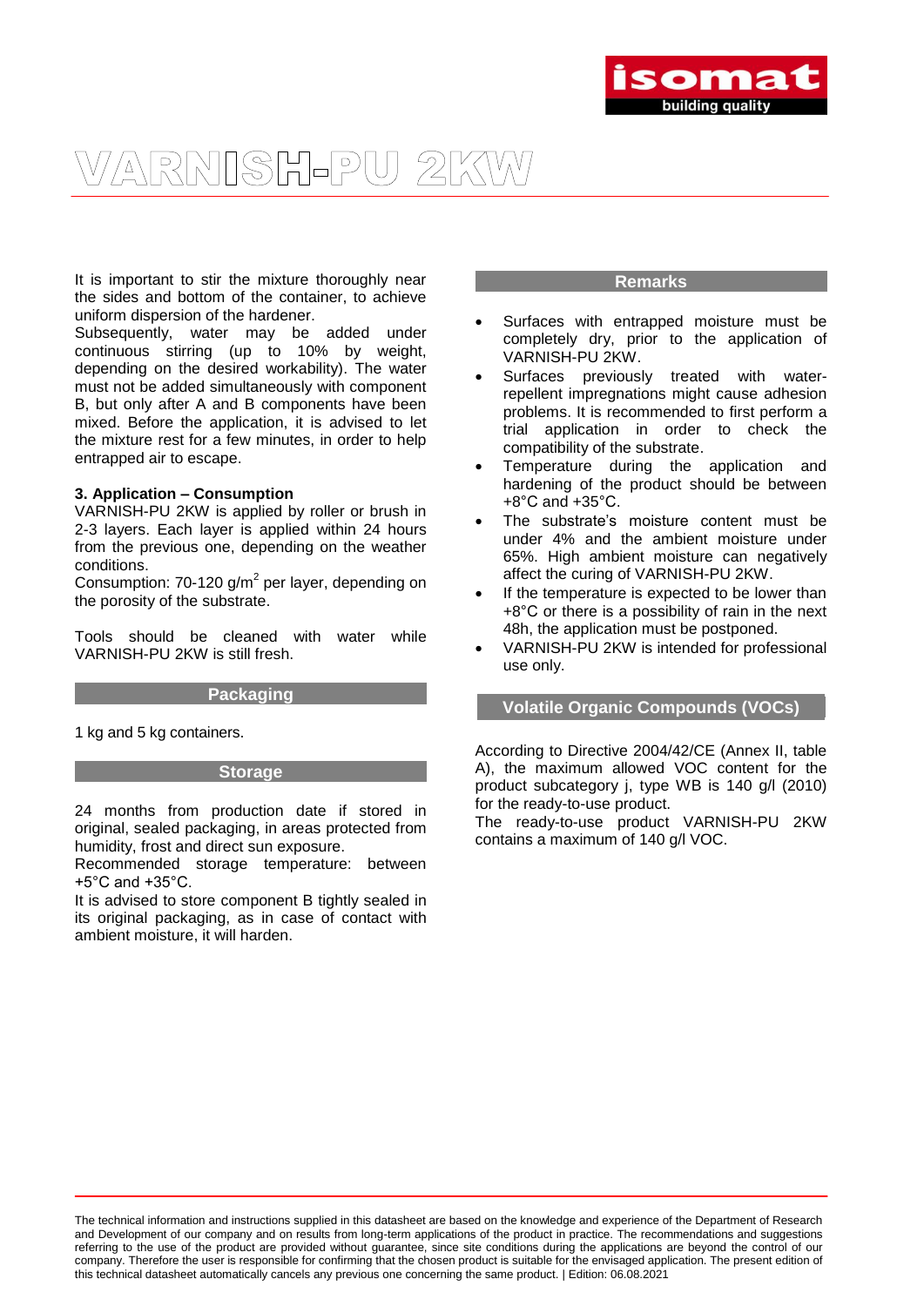# VARNISH-PU 2KW

It is important to stir the mixture thoroughly near the sides and bottom of the container, to achieve uniform dispersion of the hardener.
Subsequently, water may be added under continuous stirring (up to 10% by weight, depending on the desired workability). The water must not be added simultaneously with component B, but only after A and B components have been mixed. Before the application, it is advised to let the mixture rest for a few minutes, in order to help entrapped air to escape.

**3. Application – Consumption**
VARNISH-PU 2KW is applied by roller or brush in 2-3 layers. Each layer is applied within 24 hours from the previous one, depending on the weather conditions.
Consumption: 70-120 g/m$^2$ per layer, depending on the porosity of the substrate.

Tools should be cleaned with water while VARNISH-PU 2KW is still fresh.

## Packaging

1 kg and 5 kg containers.

## Storage

24 months from production date if stored in original, sealed packaging, in areas protected from humidity, frost and direct sun exposure.
Recommended storage temperature: between +5°C and +35°C.
It is advised to store component B tightly sealed in its original packaging, as in case of contact with ambient moisture, it will harden.

## Remarks

- Surfaces with entrapped moisture must be completely dry, prior to the application of VARNISH-PU 2KW.
- Surfaces previously treated with water-repellent impregnations might cause adhesion problems. It is recommended to first perform a trial application in order to check the compatibility of the substrate.
- Temperature during the application and hardening of the product should be between +8°C and +35°C.
- The substrate's moisture content must be under 4% and the ambient moisture under 65%. High ambient moisture can negatively affect the curing of VARNISH-PU 2KW.
- If the temperature is expected to be lower than +8°C or there is a possibility of rain in the next 48h, the application must be postponed.
- VARNISH-PU 2KW is intended for professional use only.

## Volatile Organic Compounds (VOCs)

According to Directive 2004/42/CE (Annex II, table A), the maximum allowed VOC content for the product subcategory j, type WB is 140 g/l (2010) for the ready-to-use product.
The ready-to-use product VARNISH-PU 2KW contains a maximum of 140 g/l VOC.

The technical information and instructions supplied in this datasheet are based on the knowledge and experience of the Department of Research and Development of our company and on results from long-term applications of the product in practice. The recommendations and suggestions referring to the use of the product are provided without guarantee, since site conditions during the applications are beyond the control of our company. Therefore the user is responsible for confirming that the chosen product is suitable for the envisaged application. The present edition of this technical datasheet automatically cancels any previous one concerning the same product. | Edition: 06.08.2021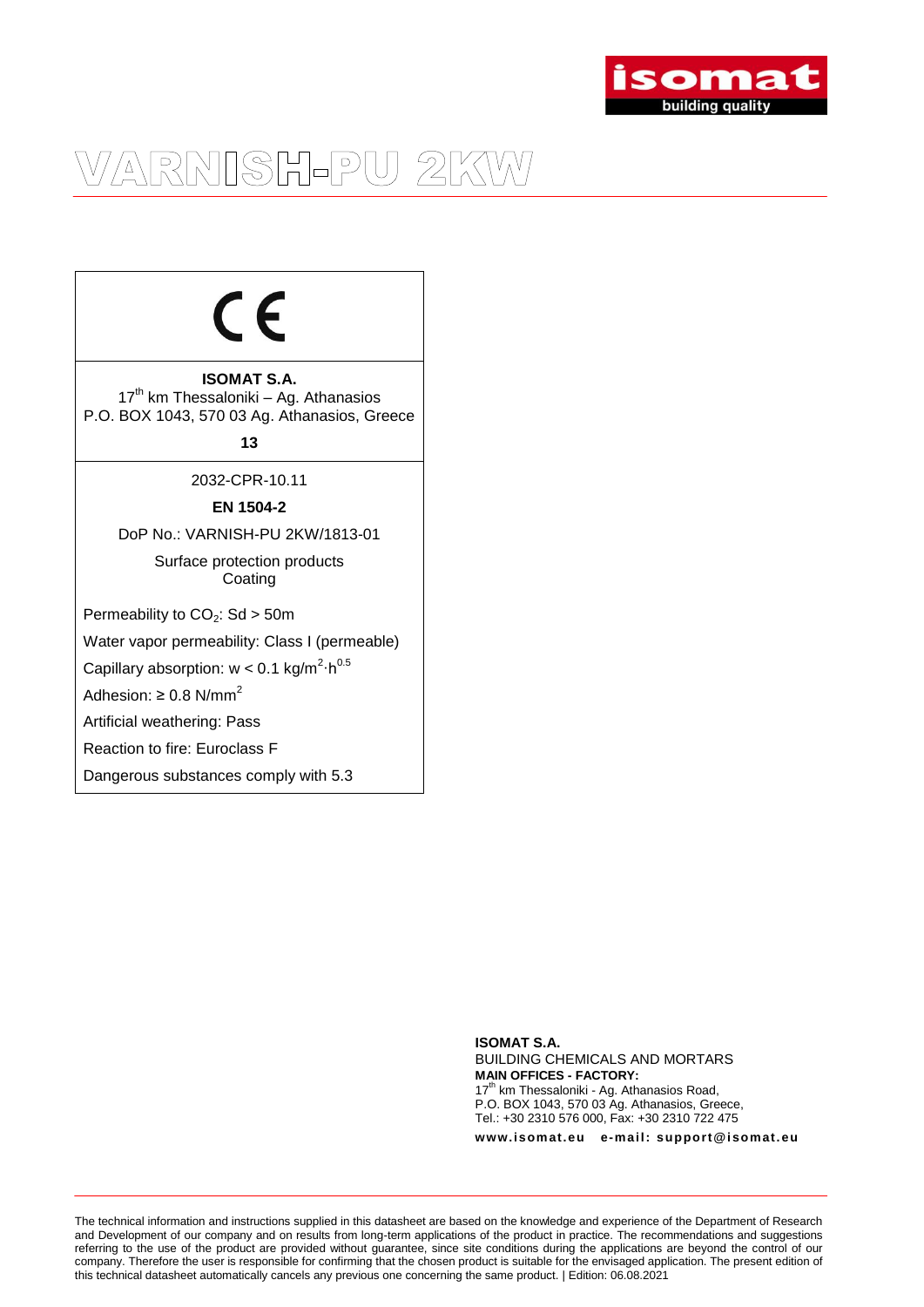# VARNISH-PU 2KW

CE

**ISOMAT S.A.**
$17^{th}$ km Thessaloniki – Ag. Athanasios
P.O. BOX 1043, 570 03 Ag. Athanasios, Greece

**13**

2032-CPR-10.11

**EN 1504-2**

DoP No.: VARNISH-PU 2KW/1813-01

Surface protection products
Coating

Permeability to $CO_2$: Sd > 50m

Water vapor permeability: Class I (permeable)

Capillary absorption: $w < 0.1\ kg/m^2{\cdot}h^{0.5}$

Adhesion: $\geq 0.8\ N/mm^2$

Artificial weathering: Pass

Reaction to fire: Euroclass F

Dangerous substances comply with 5.3

**ISOMAT S.A.**
BUILDING CHEMICALS AND MORTARS
**MAIN OFFICES - FACTORY:**
$17^{th}$ km Thessaloniki - Ag. Athanasios Road,
P.O. BOX 1043, 570 03 Ag. Athanasios, Greece,
Tel.: +30 2310 576 000, Fax: +30 2310 722 475
**www.isomat.eu e-mail: support@isomat.eu**

The technical information and instructions supplied in this datasheet are based on the knowledge and experience of the Department of Research and Development of our company and on results from long-term applications of the product in practice. The recommendations and suggestions referring to the use of the product are provided without guarantee, since site conditions during the applications are beyond the control of our company. Therefore the user is responsible for confirming that the chosen product is suitable for the envisaged application. The present edition of this technical datasheet automatically cancels any previous one concerning the same product. | Edition: 06.08.2021